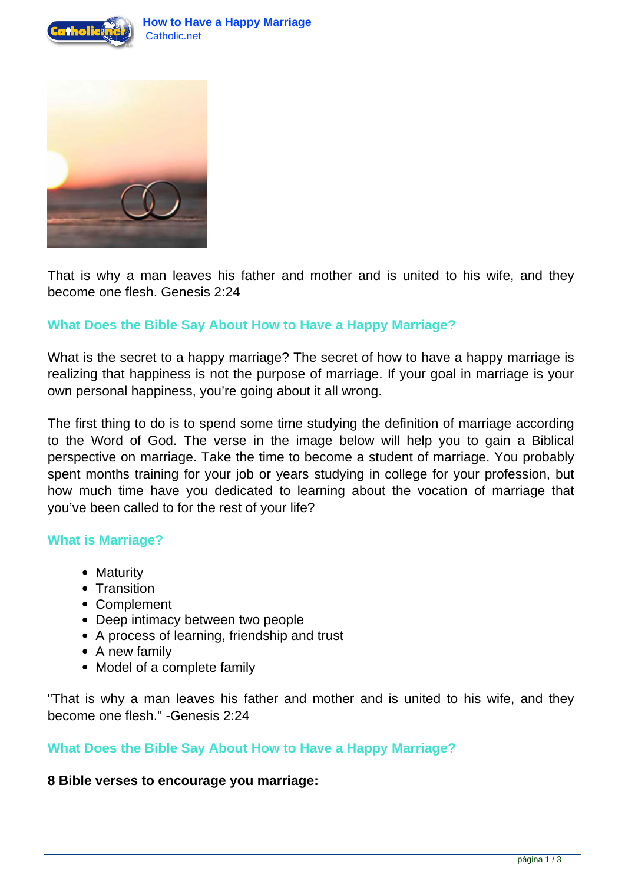That is why a man leaves his father and mother and is united to his wife, and they become one flesh. Genesis 2:24

## What Does the Bible Say About How to Have a Happy Marriage?

What is the secret to a happy marriage? The secret of how to have a happy marriage is realizing that happiness is not the purpose of marriage. If your goal in marriage is your own personal happiness, you're going about it all wrong.

The first thing to do is to spend some time studying the definition of marriage according to the Word of God. The verse in the image below will help you to gain a Biblical perspective on marriage. Take the time to become a student of marriage. You probably spent months training for your job or years studying in college for your profession, but how much time have you dedicated to learning about the vocation of marriage that you've been called to for the rest of your life?

## What is Marriage?

- Maturity
- Transition
- Complement
- Deep intimacy between two people
- A process of learning, friendship and trust
- A new family
- Model of a complete family

"That is why a man leaves his father and mother and is united to his wife, and they become one flesh." -Genesis 2:24

## What Does the Bible Say About How to Have a Happy Marriage?

**8 Bible verses to encourage you marriage:**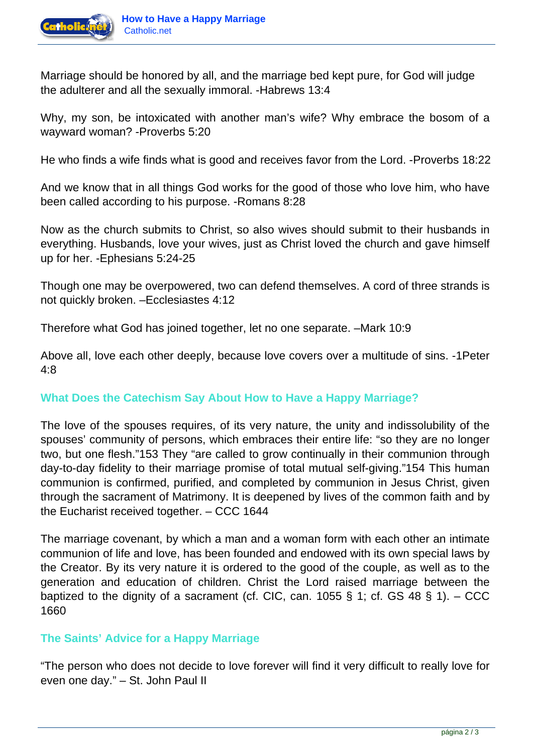Marriage should be honored by all, and the marriage bed kept pure, for God will judge the adulterer and all the sexually immoral. -Habrews 13:4

Why, my son, be intoxicated with another man's wife? Why embrace the bosom of a wayward woman? -Proverbs 5:20

He who finds a wife finds what is good and receives favor from the Lord. -Proverbs 18:22

And we know that in all things God works for the good of those who love him, who have been called according to his purpose. -Romans 8:28

Now as the church submits to Christ, so also wives should submit to their husbands in everything. Husbands, love your wives, just as Christ loved the church and gave himself up for her. -Ephesians 5:24-25

Though one may be overpowered, two can defend themselves. A cord of three strands is not quickly broken. –Ecclesiastes 4:12

Therefore what God has joined together, let no one separate. –Mark 10:9

Above all, love each other deeply, because love covers over a multitude of sins. -1Peter 4:8

### What Does the Catechism Say About How to Have a Happy Marriage?

The love of the spouses requires, of its very nature, the unity and indissolubility of the spouses' community of persons, which embraces their entire life: "so they are no longer two, but one flesh."153 They "are called to grow continually in their communion through day-to-day fidelity to their marriage promise of total mutual self-giving."154 This human communion is confirmed, purified, and completed by communion in Jesus Christ, given through the sacrament of Matrimony. It is deepened by lives of the common faith and by the Eucharist received together. – CCC 1644

The marriage covenant, by which a man and a woman form with each other an intimate communion of life and love, has been founded and endowed with its own special laws by the Creator. By its very nature it is ordered to the good of the couple, as well as to the generation and education of children. Christ the Lord raised marriage between the baptized to the dignity of a sacrament (cf. CIC, can. 1055 § 1; cf. GS 48 § 1). – CCC 1660

### The Saints' Advice for a Happy Marriage

"The person who does not decide to love forever will find it very difficult to really love for even one day." – St. John Paul II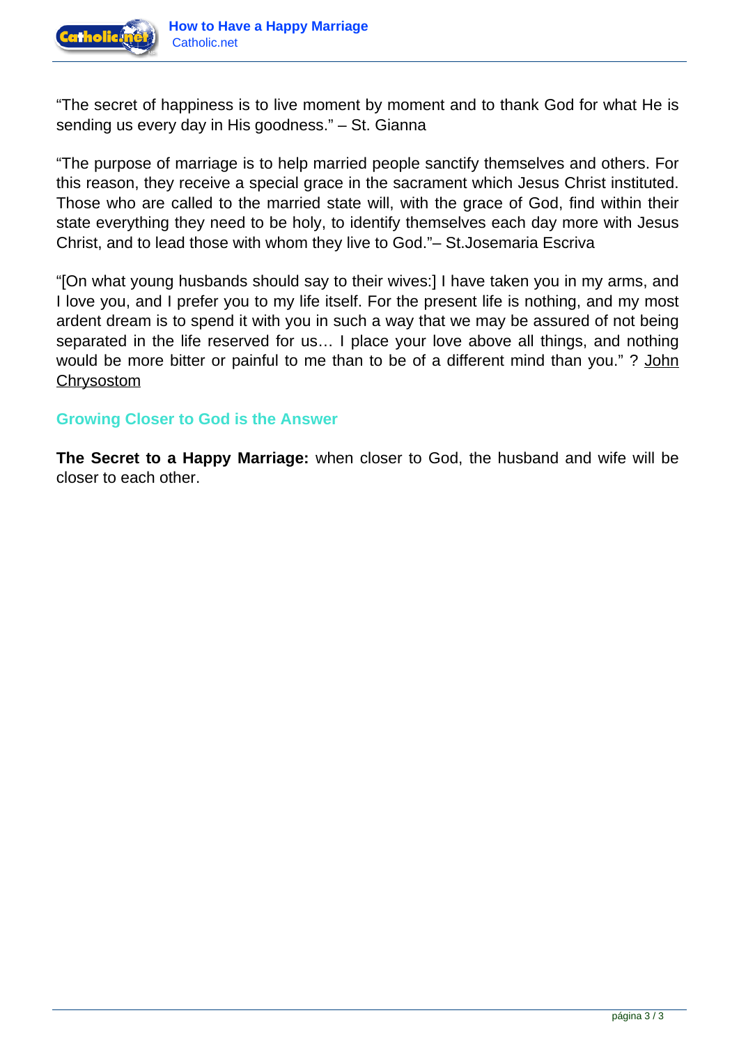"The secret of happiness is to live moment by moment and to thank God for what He is sending us every day in His goodness." – St. Gianna

"The purpose of marriage is to help married people sanctify themselves and others. For this reason, they receive a special grace in the sacrament which Jesus Christ instituted. Those who are called to the married state will, with the grace of God, find within their state everything they need to be holy, to identify themselves each day more with Jesus Christ, and to lead those with whom they live to God."– St.Josemaria Escriva

"[On what young husbands should say to their wives:] I have taken you in my arms, and I love you, and I prefer you to my life itself. For the present life is nothing, and my most ardent dream is to spend it with you in such a way that we may be assured of not being separated in the life reserved for us… I place your love above all things, and nothing would be more bitter or painful to me than to be of a different mind than you." ? John Chrysostom

## Growing Closer to God is the Answer

**The Secret to a Happy Marriage:** when closer to God, the husband and wife will be closer to each other.